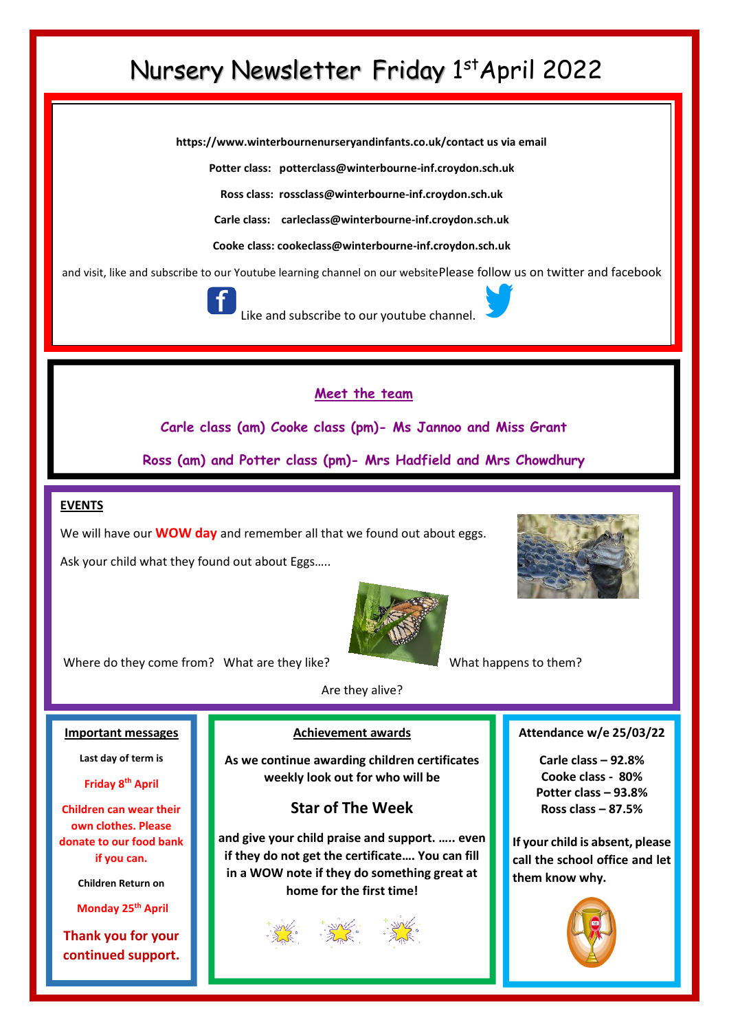# Nursery Newsletter Friday 1st April 2022

**https://www.winterbournenurseryandinfants.co.uk/contact us via email**

**Potter class: potterclass@winterbourne-inf.croydon.sch.uk**

**Ross class: rossclass@winterbourne-inf.croydon.sch.uk**

**Carle class: carleclass@winterbourne-inf.croydon.sch.uk**

**Cooke class: cookeclass@winterbourne-inf.croydon.sch.uk**

and visit, like and subscribe to our Youtube learning channel on our website Please follow us on twitter and facebook

Like and subscribe to our youtube channel.

## Meet the team

**Carle class (am) Cooke class (pm)- Ms Jannoo and Miss Grant**

**Ross (am) and Potter class (pm)- Mrs Hadfield and Mrs Chowdhury**

## EVENTS

We will have our **WOW day** and remember all that we found out about eggs.

Ask your child what they found out about Eggs…..

Where do they come from? What are they like? What happens to them?

Are they alive?

## Important messages

**Last day of term is**

**Friday 8th April**

**Children can wear their own clothes. Please donate to our food bank if you can.**

**Children Return on**

**Monday 25th April**

**Thank you for your continued support.**

## Achievement awards

**As we continue awarding children certificates weekly look out for who will be**

### Star of The Week

**and give your child praise and support. ….. even if they do not get the certificate…. You can fill in a WOW note if they do something great at home for the first time!**

## Attendance w/e 25/03/22

**Carle class – 92.8%**
**Cooke class - 80%**
**Potter class – 93.8%**
**Ross class – 87.5%**

**If your child is absent, please call the school office and let them know why.**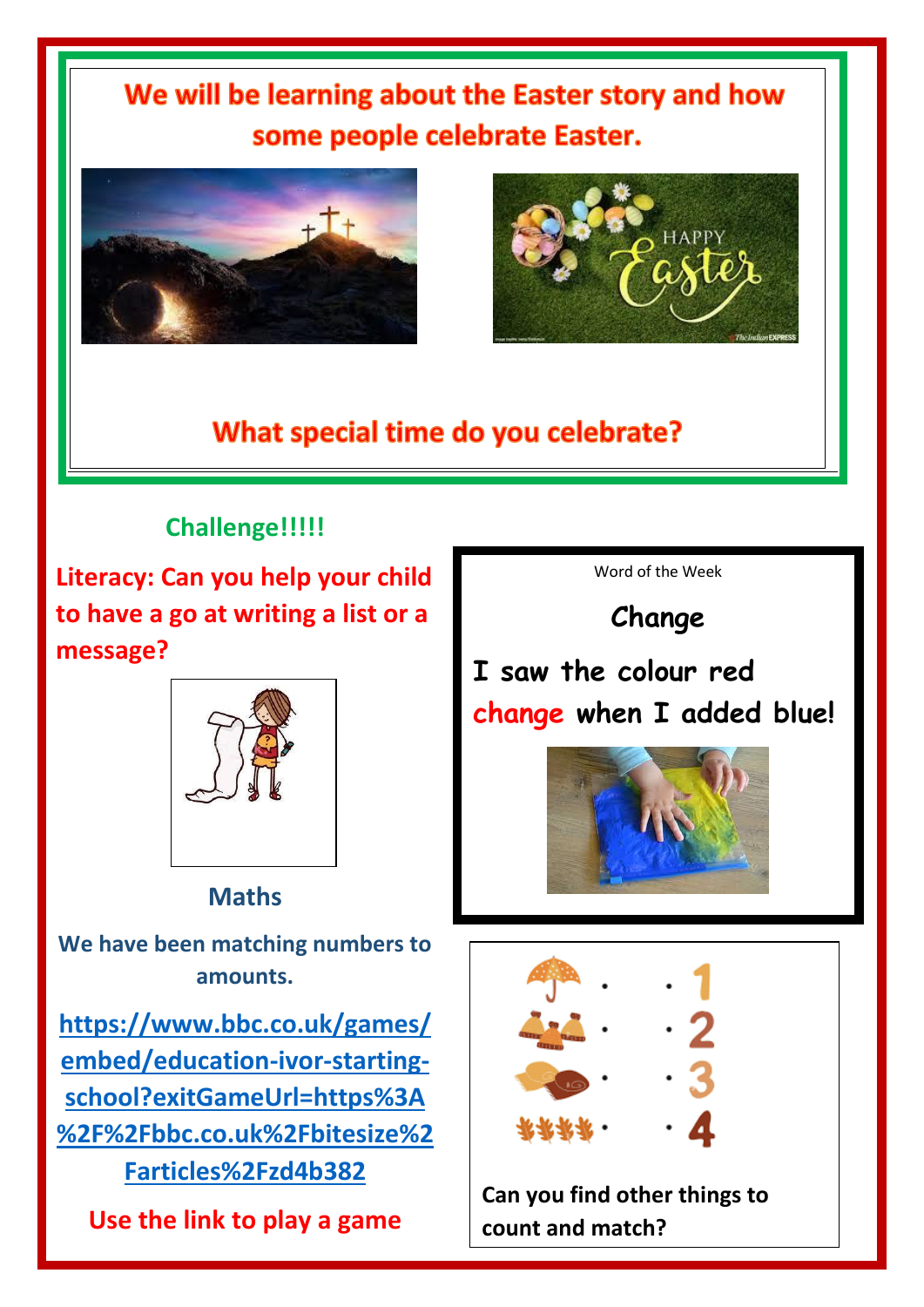## We will be learning about the Easter story and how some people celebrate Easter.

## What special time do you celebrate?

**Challenge!!!!!**

**Literacy: Can you help your child to have a go at writing a list or a message?**

Word of the Week

**Change**

**I saw the colour red change when I added blue!**

### Maths

**We have been matching numbers to amounts.**

[https://www.bbc.co.uk/games/embed/education-ivor-starting-school?exitGameUrl=https%3A%2F%2Fbbc.co.uk%2Fbitesize%2Farticles%2Fzd4b382](https://www.bbc.co.uk/games/embed/education-ivor-starting-school?exitGameUrl=https%3A%2F%2Fbbc.co.uk%2Fbitesize%2Farticles%2Fzd4b382)

**Use the link to play a game**

1
2
3
4

**Can you find other things to count and match?**